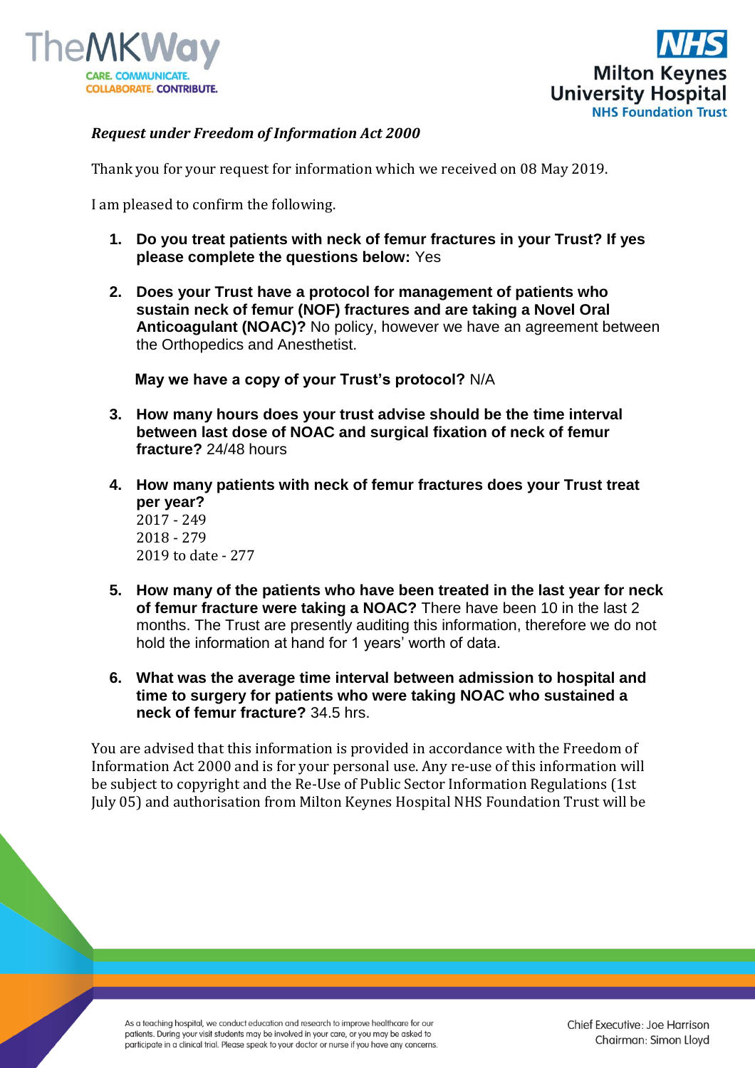*Request under Freedom of Information Act 2000*

Thank you for your request for information which we received on 08 May 2019.

I am pleased to confirm the following.

1. **Do you treat patients with neck of femur fractures in your Trust? If yes please complete the questions below:** Yes

2. **Does your Trust have a protocol for management of patients who sustain neck of femur (NOF) fractures and are taking a Novel Oral Anticoagulant (NOAC)?** No policy, however we have an agreement between the Orthopedics and Anesthetist.

   **May we have a copy of your Trust's protocol?** N/A

3. **How many hours does your trust advise should be the time interval between last dose of NOAC and surgical fixation of neck of femur fracture?** 24/48 hours

4. **How many patients with neck of femur fractures does your Trust treat per year?**
   2017 - 249
   2018 - 279
   2019 to date - 277

5. **How many of the patients who have been treated in the last year for neck of femur fracture were taking a NOAC?** There have been 10 in the last 2 months. The Trust are presently auditing this information, therefore we do not hold the information at hand for 1 years' worth of data.

6. **What was the average time interval between admission to hospital and time to surgery for patients who were taking NOAC who sustained a neck of femur fracture?** 34.5 hrs.

You are advised that this information is provided in accordance with the Freedom of Information Act 2000 and is for your personal use. Any re-use of this information will be subject to copyright and the Re-Use of Public Sector Information Regulations (1st July 05) and authorisation from Milton Keynes Hospital NHS Foundation Trust will be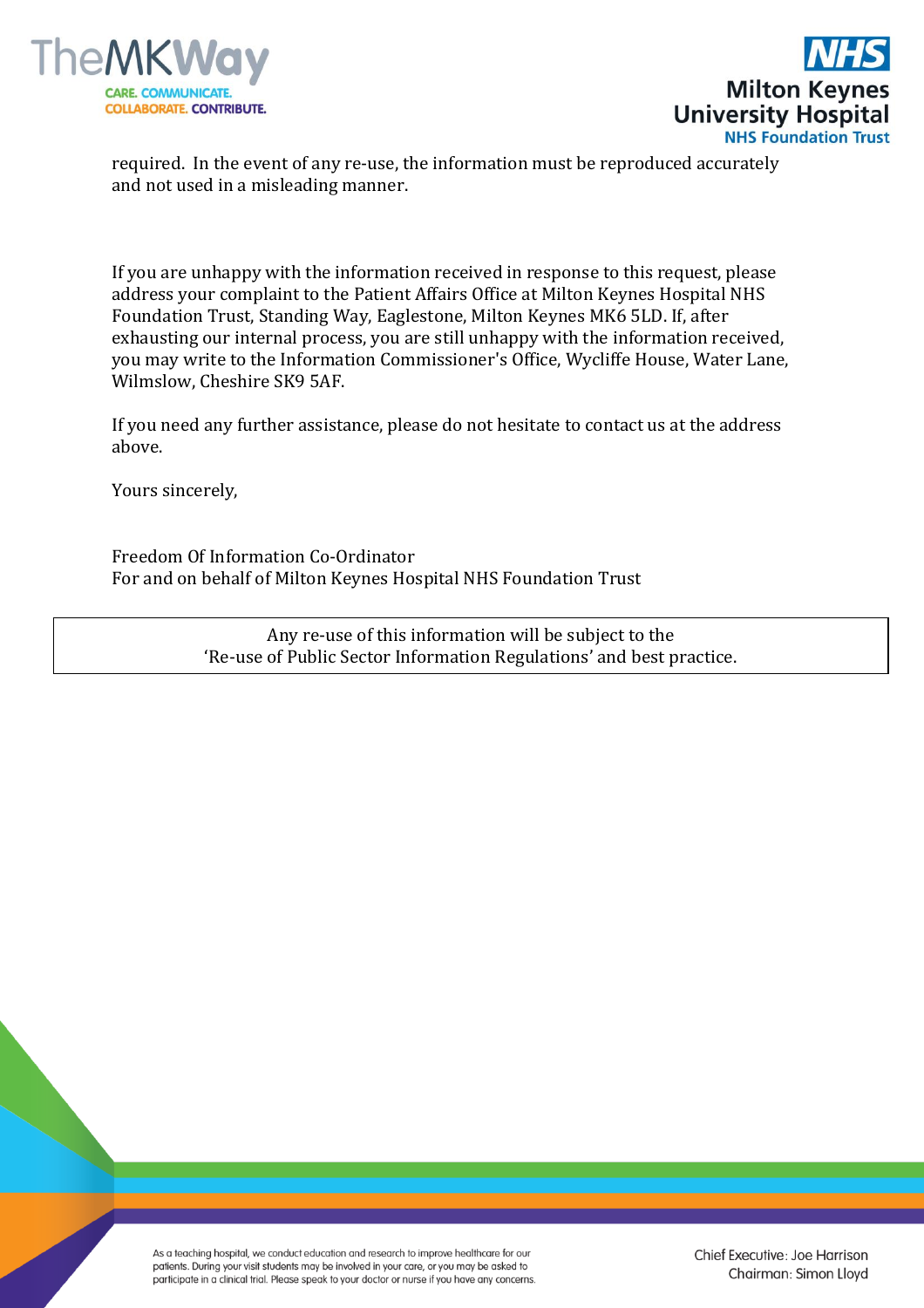required. In the event of any re-use, the information must be reproduced accurately and not used in a misleading manner.

If you are unhappy with the information received in response to this request, please address your complaint to the Patient Affairs Office at Milton Keynes Hospital NHS Foundation Trust, Standing Way, Eaglestone, Milton Keynes MK6 5LD. If, after exhausting our internal process, you are still unhappy with the information received, you may write to the Information Commissioner's Office, Wycliffe House, Water Lane, Wilmslow, Cheshire SK9 5AF.

If you need any further assistance, please do not hesitate to contact us at the address above.

Yours sincerely,

Freedom Of Information Co-Ordinator
For and on behalf of Milton Keynes Hospital NHS Foundation Trust

Any re-use of this information will be subject to the 'Re-use of Public Sector Information Regulations' and best practice.